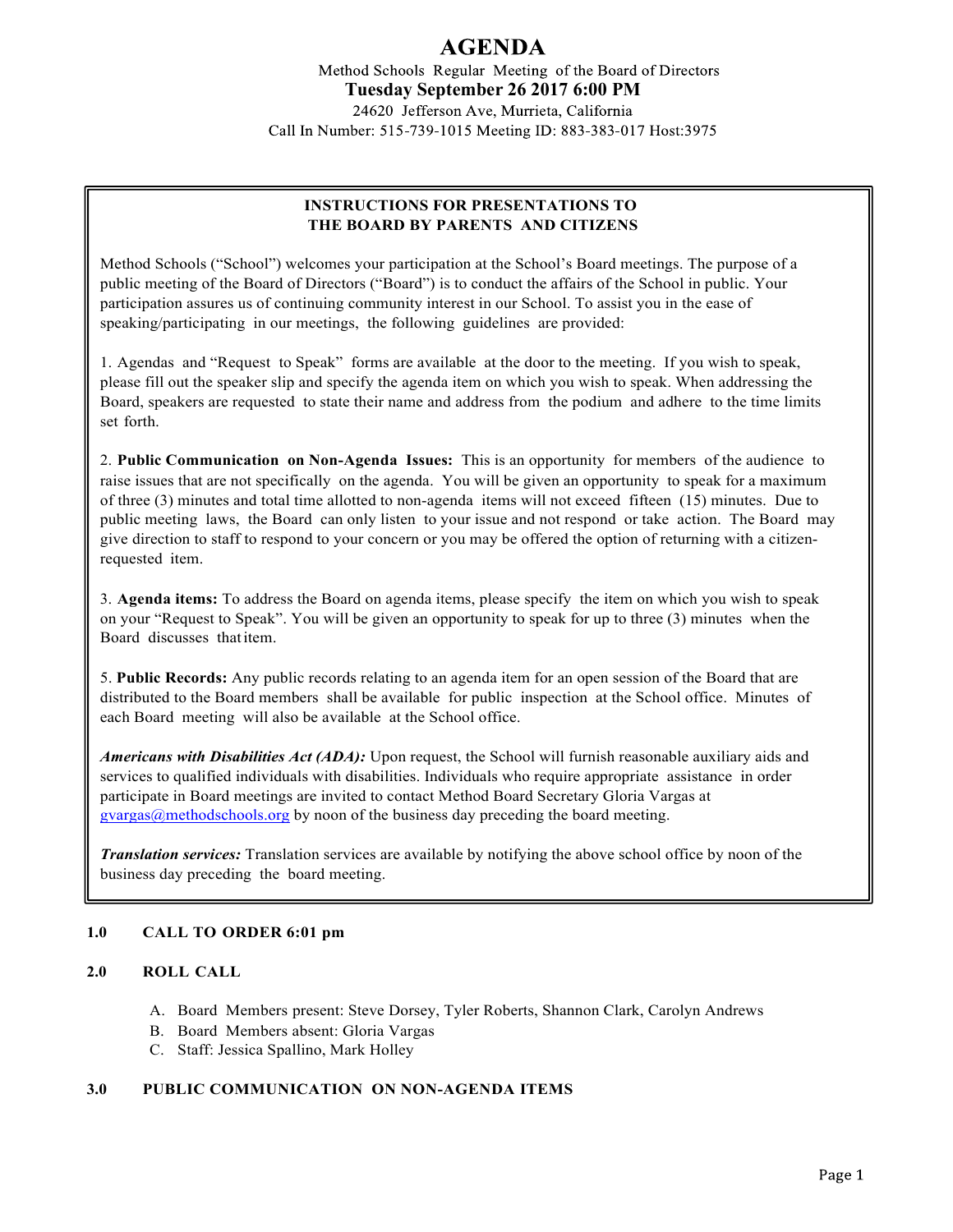# AGENDA

Method Schools Regular Meeting of the Board of Directors

**Tuesday September 26 2017 6:00 PM**

24620 Jefferson Ave, Murrieta, California

Call In Number: 515-739-1015 Meeting ID: 883-383-017 Host:3975

---

**INSTRUCTIONS FOR PRESENTATIONS TO THE BOARD BY PARENTS AND CITIZENS**

Method Schools ("School") welcomes your participation at the School's Board meetings. The purpose of a public meeting of the Board of Directors ("Board") is to conduct the affairs of the School in public. Your participation assures us of continuing community interest in our School. To assist you in the ease of speaking/participating in our meetings, the following guidelines are provided:

1. Agendas and "Request to Speak" forms are available at the door to the meeting. If you wish to speak, please fill out the speaker slip and specify the agenda item on which you wish to speak. When addressing the Board, speakers are requested to state their name and address from the podium and adhere to the time limits set forth.

2. **Public Communication on Non-Agenda Issues:** This is an opportunity for members of the audience to raise issues that are not specifically on the agenda. You will be given an opportunity to speak for a maximum of three (3) minutes and total time allotted to non-agenda items will not exceed fifteen (15) minutes. Due to public meeting laws, the Board can only listen to your issue and not respond or take action. The Board may give direction to staff to respond to your concern or you may be offered the option of returning with a citizen-requested item.

3. **Agenda items:** To address the Board on agenda items, please specify the item on which you wish to speak on your "Request to Speak". You will be given an opportunity to speak for up to three (3) minutes when the Board discusses that item.

5. **Public Records:** Any public records relating to an agenda item for an open session of the Board that are distributed to the Board members shall be available for public inspection at the School office. Minutes of each Board meeting will also be available at the School office.

***Americans with Disabilities Act (ADA):*** Upon request, the School will furnish reasonable auxiliary aids and services to qualified individuals with disabilities. Individuals who require appropriate assistance in order participate in Board meetings are invited to contact Method Board Secretary Gloria Vargas at gvargas@methodschools.org by noon of the business day preceding the board meeting.

***Translation services:*** Translation services are available by notifying the above school office by noon of the business day preceding the board meeting.

---

**1.0 CALL TO ORDER 6:01 pm**

**2.0 ROLL CALL**

A. Board Members present: Steve Dorsey, Tyler Roberts, Shannon Clark, Carolyn Andrews
B. Board Members absent: Gloria Vargas
C. Staff: Jessica Spallino, Mark Holley

**3.0 PUBLIC COMMUNICATION ON NON-AGENDA ITEMS**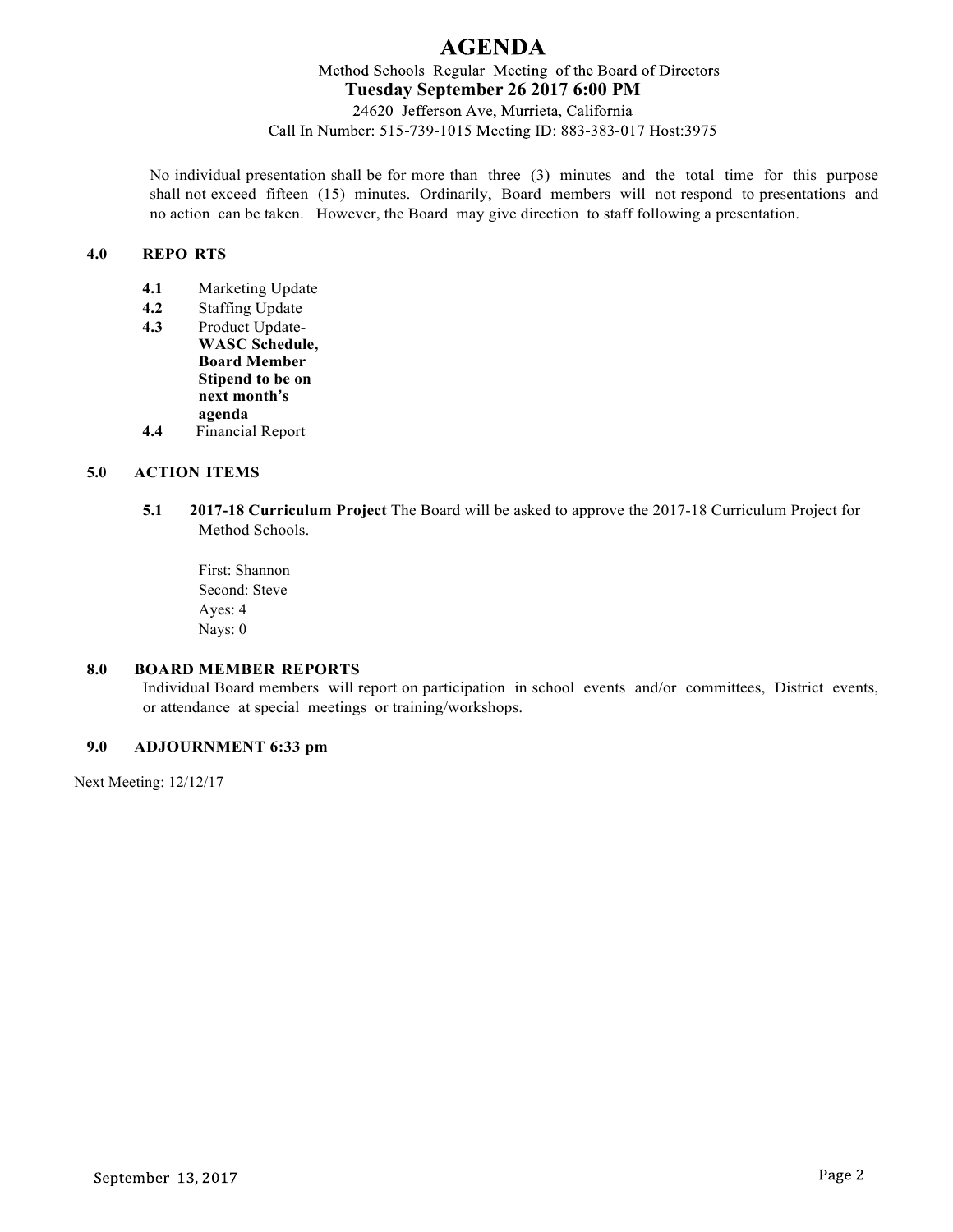# AGENDA

Method Schools Regular Meeting of the Board of Directors

**Tuesday September 26 2017 6:00 PM**

24620 Jefferson Ave, Murrieta, California

Call In Number: 515-739-1015 Meeting ID: 883-383-017 Host:3975

No individual presentation shall be for more than three (3) minutes and the total time for this purpose shall not exceed fifteen (15) minutes. Ordinarily, Board members will not respond to presentations and no action can be taken. However, the Board may give direction to staff following a presentation.

**4.0 REPO RTS**

- **4.1** Marketing Update
- **4.2** Staffing Update
- **4.3** Product Update- **WASC Schedule, Board Member Stipend to be on next month's agenda**
- **4.4** Financial Report

**5.0 ACTION ITEMS**

**5.1 2017-18 Curriculum Project** The Board will be asked to approve the 2017-18 Curriculum Project for Method Schools.

First: Shannon
Second: Steve
Ayes: 4
Nays: 0

**8.0 BOARD MEMBER REPORTS**

Individual Board members will report on participation in school events and/or committees, District events, or attendance at special meetings or training/workshops.

**9.0 ADJOURNMENT 6:33 pm**

Next Meeting: 12/12/17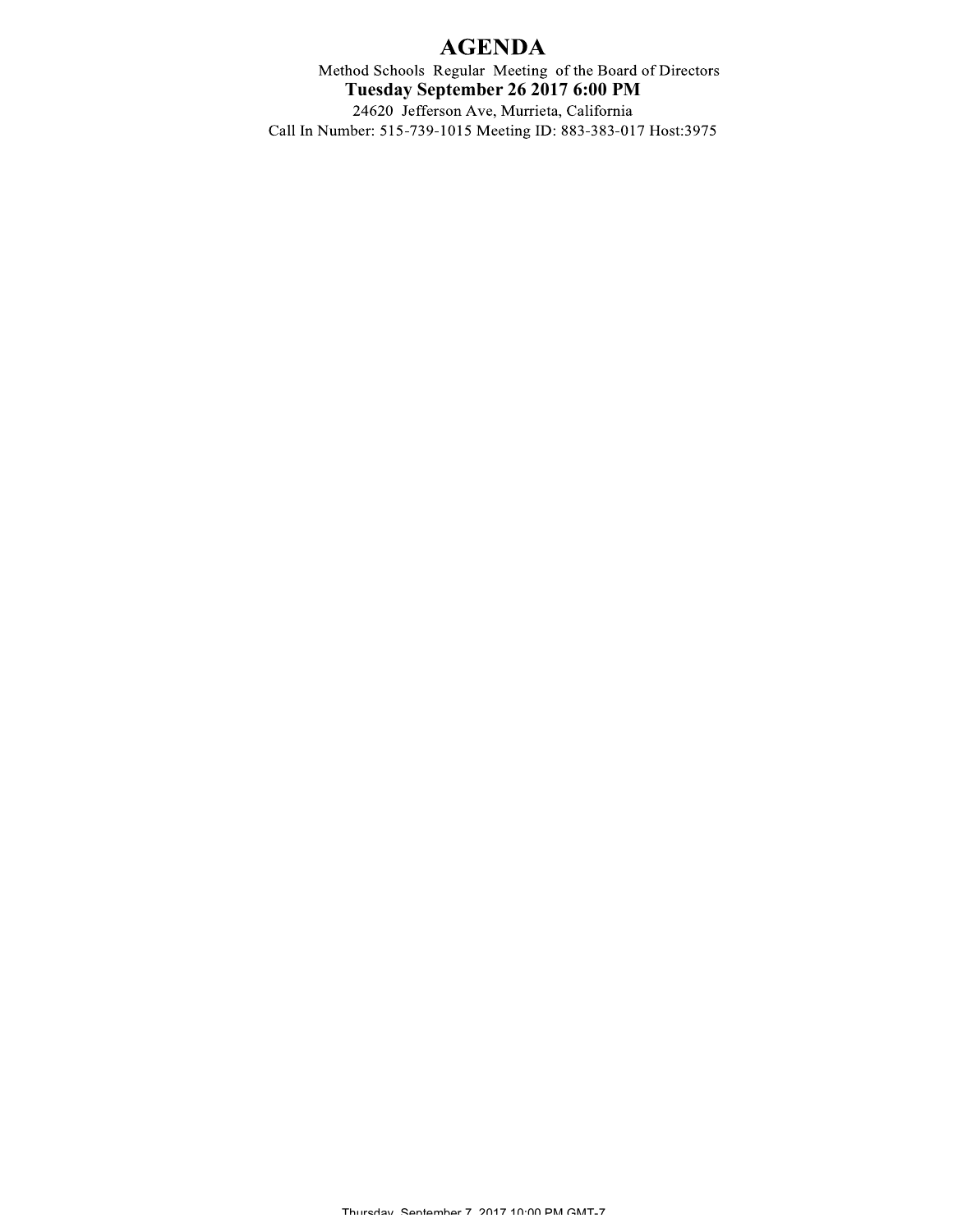# AGENDA

Method Schools Regular Meeting of the Board of Directors

**Tuesday September 26 2017 6:00 PM**

24620 Jefferson Ave, Murrieta, California

Call In Number: 515-739-1015 Meeting ID: 883-383-017 Host:3975